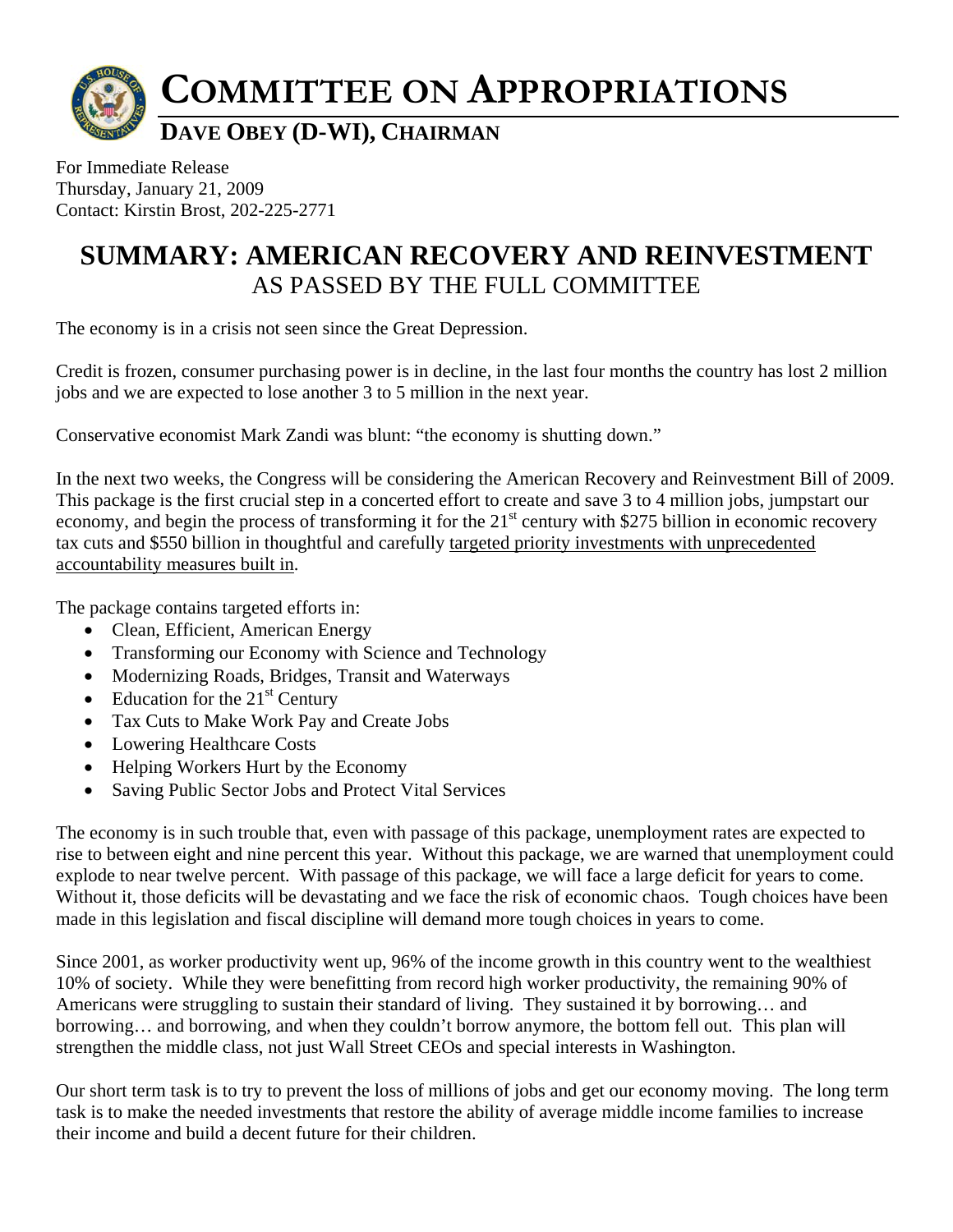# COMMITTEE ON APPROPRIATIONS

## DAVE OBEY (D-WI), CHAIRMAN

For Immediate Release
Thursday, January 21, 2009
Contact: Kirstin Brost, 202-225-2771

# SUMMARY: AMERICAN RECOVERY AND REINVESTMENT
## AS PASSED BY THE FULL COMMITTEE

The economy is in a crisis not seen since the Great Depression.

Credit is frozen, consumer purchasing power is in decline, in the last four months the country has lost 2 million jobs and we are expected to lose another 3 to 5 million in the next year.

Conservative economist Mark Zandi was blunt: "the economy is shutting down."

In the next two weeks, the Congress will be considering the American Recovery and Reinvestment Bill of 2009. This package is the first crucial step in a concerted effort to create and save 3 to 4 million jobs, jumpstart our economy, and begin the process of transforming it for the 21st century with $275 billion in economic recovery tax cuts and $550 billion in thoughtful and carefully targeted priority investments with unprecedented accountability measures built in.

The package contains targeted efforts in:

- Clean, Efficient, American Energy
- Transforming our Economy with Science and Technology
- Modernizing Roads, Bridges, Transit and Waterways
- Education for the 21st Century
- Tax Cuts to Make Work Pay and Create Jobs
- Lowering Healthcare Costs
- Helping Workers Hurt by the Economy
- Saving Public Sector Jobs and Protect Vital Services

The economy is in such trouble that, even with passage of this package, unemployment rates are expected to rise to between eight and nine percent this year. Without this package, we are warned that unemployment could explode to near twelve percent. With passage of this package, we will face a large deficit for years to come. Without it, those deficits will be devastating and we face the risk of economic chaos. Tough choices have been made in this legislation and fiscal discipline will demand more tough choices in years to come.

Since 2001, as worker productivity went up, 96% of the income growth in this country went to the wealthiest 10% of society. While they were benefitting from record high worker productivity, the remaining 90% of Americans were struggling to sustain their standard of living. They sustained it by borrowing… and borrowing… and borrowing, and when they couldn't borrow anymore, the bottom fell out. This plan will strengthen the middle class, not just Wall Street CEOs and special interests in Washington.

Our short term task is to try to prevent the loss of millions of jobs and get our economy moving. The long term task is to make the needed investments that restore the ability of average middle income families to increase their income and build a decent future for their children.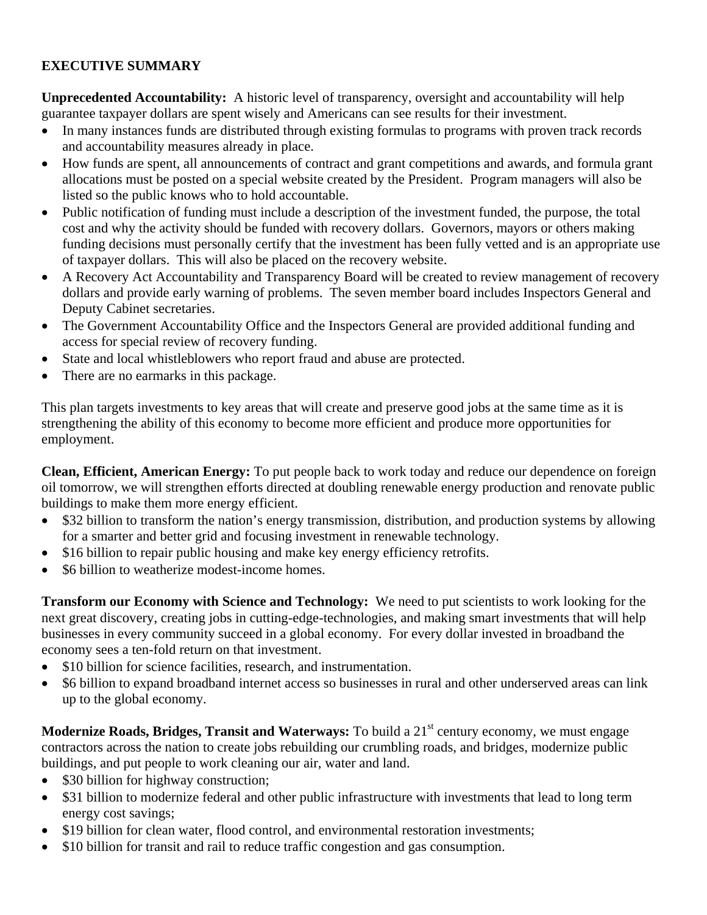## EXECUTIVE SUMMARY

**Unprecedented Accountability:** A historic level of transparency, oversight and accountability will help guarantee taxpayer dollars are spent wisely and Americans can see results for their investment.

- In many instances funds are distributed through existing formulas to programs with proven track records and accountability measures already in place.
- How funds are spent, all announcements of contract and grant competitions and awards, and formula grant allocations must be posted on a special website created by the President. Program managers will also be listed so the public knows who to hold accountable.
- Public notification of funding must include a description of the investment funded, the purpose, the total cost and why the activity should be funded with recovery dollars. Governors, mayors or others making funding decisions must personally certify that the investment has been fully vetted and is an appropriate use of taxpayer dollars. This will also be placed on the recovery website.
- A Recovery Act Accountability and Transparency Board will be created to review management of recovery dollars and provide early warning of problems. The seven member board includes Inspectors General and Deputy Cabinet secretaries.
- The Government Accountability Office and the Inspectors General are provided additional funding and access for special review of recovery funding.
- State and local whistleblowers who report fraud and abuse are protected.
- There are no earmarks in this package.

This plan targets investments to key areas that will create and preserve good jobs at the same time as it is strengthening the ability of this economy to become more efficient and produce more opportunities for employment.

**Clean, Efficient, American Energy:** To put people back to work today and reduce our dependence on foreign oil tomorrow, we will strengthen efforts directed at doubling renewable energy production and renovate public buildings to make them more energy efficient.

- \$32 billion to transform the nation's energy transmission, distribution, and production systems by allowing for a smarter and better grid and focusing investment in renewable technology.
- \$16 billion to repair public housing and make key energy efficiency retrofits.
- \$6 billion to weatherize modest-income homes.

**Transform our Economy with Science and Technology:** We need to put scientists to work looking for the next great discovery, creating jobs in cutting-edge-technologies, and making smart investments that will help businesses in every community succeed in a global economy. For every dollar invested in broadband the economy sees a ten-fold return on that investment.

- \$10 billion for science facilities, research, and instrumentation.
- \$6 billion to expand broadband internet access so businesses in rural and other underserved areas can link up to the global economy.

**Modernize Roads, Bridges, Transit and Waterways:** To build a 21st century economy, we must engage contractors across the nation to create jobs rebuilding our crumbling roads, and bridges, modernize public buildings, and put people to work cleaning our air, water and land.

- \$30 billion for highway construction;
- \$31 billion to modernize federal and other public infrastructure with investments that lead to long term energy cost savings;
- \$19 billion for clean water, flood control, and environmental restoration investments;
- \$10 billion for transit and rail to reduce traffic congestion and gas consumption.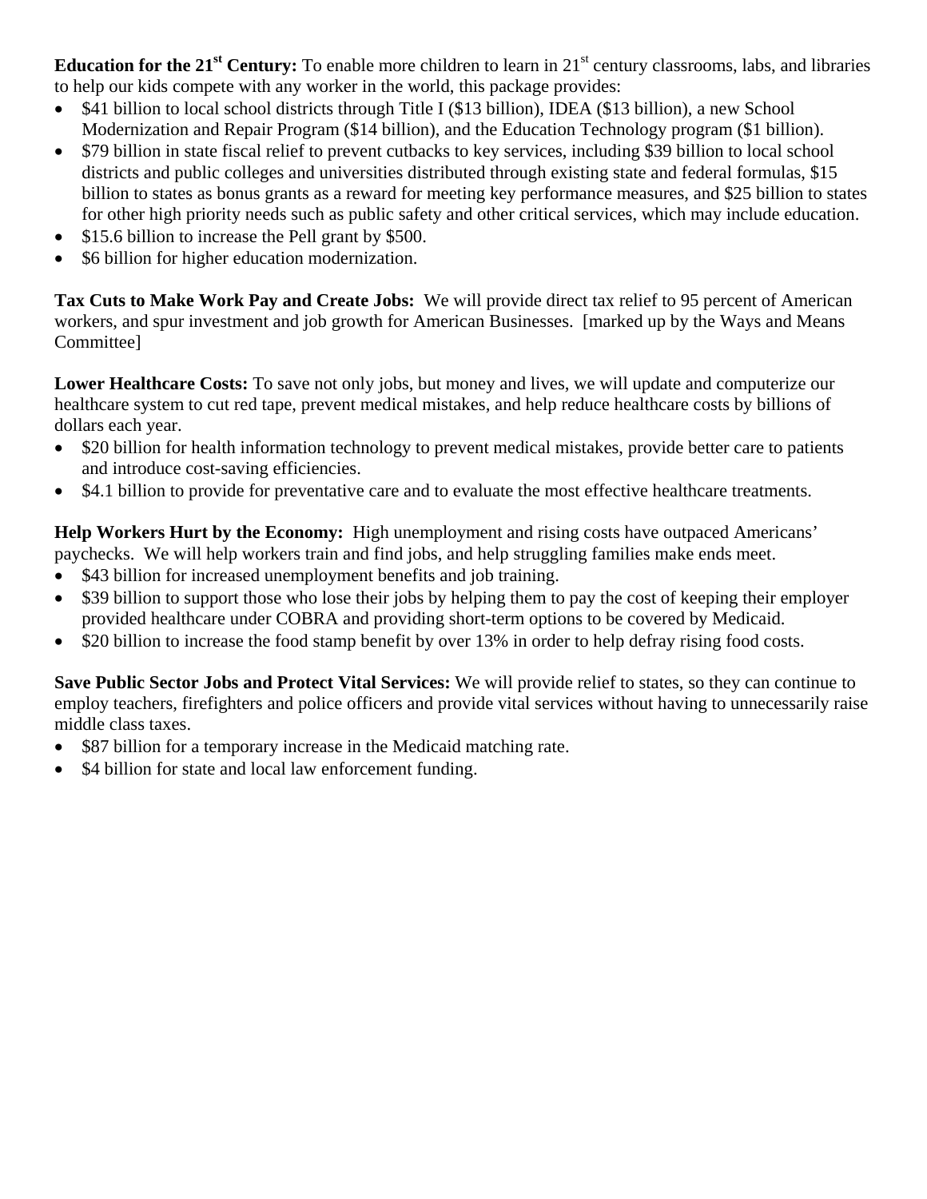**Education for the 21st Century:** To enable more children to learn in 21st century classrooms, labs, and libraries to help our kids compete with any worker in the world, this package provides:

- $41 billion to local school districts through Title I ($13 billion), IDEA ($13 billion), a new School Modernization and Repair Program ($14 billion), and the Education Technology program ($1 billion).
- $79 billion in state fiscal relief to prevent cutbacks to key services, including $39 billion to local school districts and public colleges and universities distributed through existing state and federal formulas, $15 billion to states as bonus grants as a reward for meeting key performance measures, and $25 billion to states for other high priority needs such as public safety and other critical services, which may include education.
- $15.6 billion to increase the Pell grant by $500.
- $6 billion for higher education modernization.

**Tax Cuts to Make Work Pay and Create Jobs:** We will provide direct tax relief to 95 percent of American workers, and spur investment and job growth for American Businesses. [marked up by the Ways and Means Committee]

**Lower Healthcare Costs:** To save not only jobs, but money and lives, we will update and computerize our healthcare system to cut red tape, prevent medical mistakes, and help reduce healthcare costs by billions of dollars each year.

- $20 billion for health information technology to prevent medical mistakes, provide better care to patients and introduce cost-saving efficiencies.
- $4.1 billion to provide for preventative care and to evaluate the most effective healthcare treatments.

**Help Workers Hurt by the Economy:** High unemployment and rising costs have outpaced Americans' paychecks. We will help workers train and find jobs, and help struggling families make ends meet.

- $43 billion for increased unemployment benefits and job training.
- $39 billion to support those who lose their jobs by helping them to pay the cost of keeping their employer provided healthcare under COBRA and providing short-term options to be covered by Medicaid.
- $20 billion to increase the food stamp benefit by over 13% in order to help defray rising food costs.

**Save Public Sector Jobs and Protect Vital Services:** We will provide relief to states, so they can continue to employ teachers, firefighters and police officers and provide vital services without having to unnecessarily raise middle class taxes.

- $87 billion for a temporary increase in the Medicaid matching rate.
- $4 billion for state and local law enforcement funding.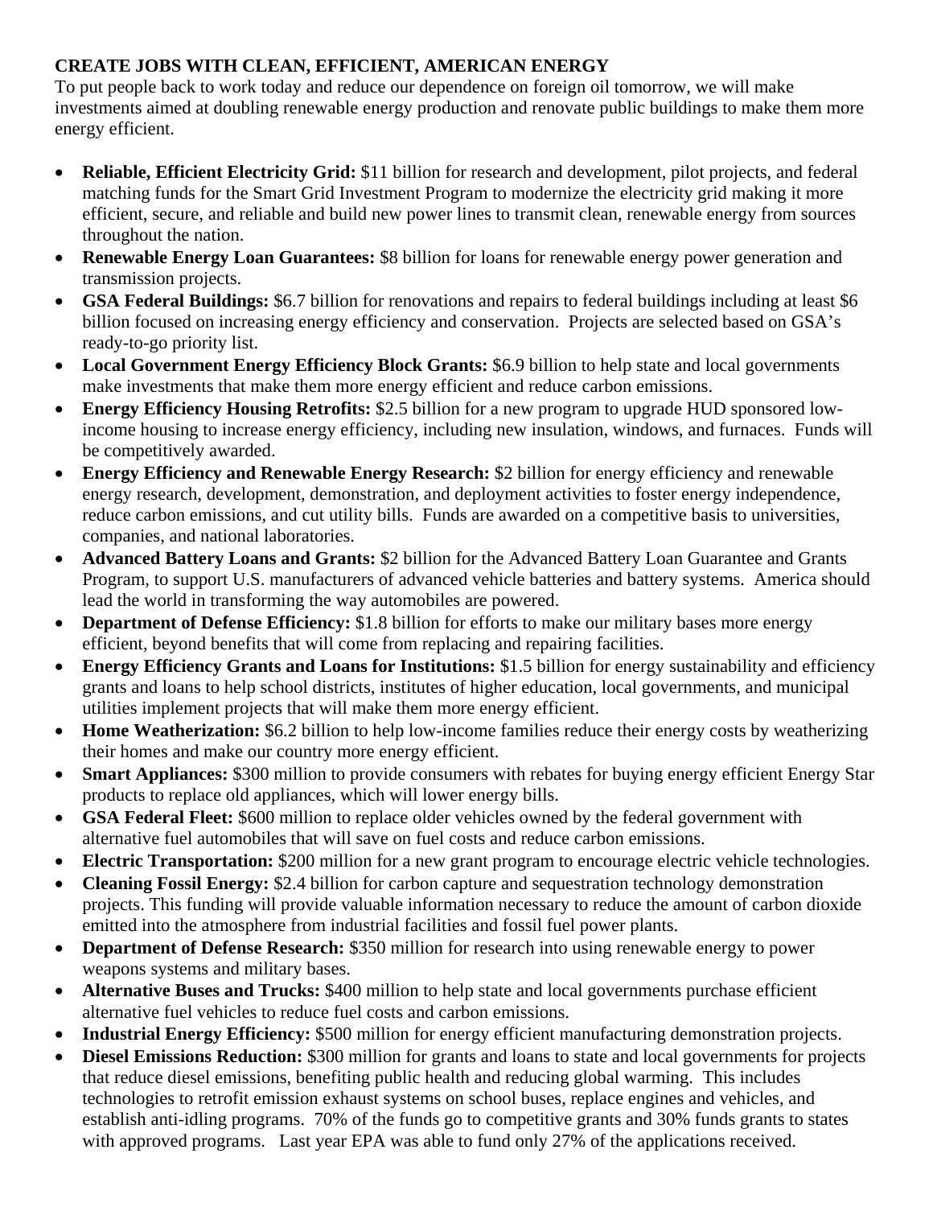**CREATE JOBS WITH CLEAN, EFFICIENT, AMERICAN ENERGY**

To put people back to work today and reduce our dependence on foreign oil tomorrow, we will make investments aimed at doubling renewable energy production and renovate public buildings to make them more energy efficient.

- **Reliable, Efficient Electricity Grid:** $11 billion for research and development, pilot projects, and federal matching funds for the Smart Grid Investment Program to modernize the electricity grid making it more efficient, secure, and reliable and build new power lines to transmit clean, renewable energy from sources throughout the nation.
- **Renewable Energy Loan Guarantees:** $8 billion for loans for renewable energy power generation and transmission projects.
- **GSA Federal Buildings:** $6.7 billion for renovations and repairs to federal buildings including at least $6 billion focused on increasing energy efficiency and conservation. Projects are selected based on GSA's ready-to-go priority list.
- **Local Government Energy Efficiency Block Grants:** $6.9 billion to help state and local governments make investments that make them more energy efficient and reduce carbon emissions.
- **Energy Efficiency Housing Retrofits:** $2.5 billion for a new program to upgrade HUD sponsored low-income housing to increase energy efficiency, including new insulation, windows, and furnaces. Funds will be competitively awarded.
- **Energy Efficiency and Renewable Energy Research:** $2 billion for energy efficiency and renewable energy research, development, demonstration, and deployment activities to foster energy independence, reduce carbon emissions, and cut utility bills. Funds are awarded on a competitive basis to universities, companies, and national laboratories.
- **Advanced Battery Loans and Grants:** $2 billion for the Advanced Battery Loan Guarantee and Grants Program, to support U.S. manufacturers of advanced vehicle batteries and battery systems. America should lead the world in transforming the way automobiles are powered.
- **Department of Defense Efficiency:** $1.8 billion for efforts to make our military bases more energy efficient, beyond benefits that will come from replacing and repairing facilities.
- **Energy Efficiency Grants and Loans for Institutions:** $1.5 billion for energy sustainability and efficiency grants and loans to help school districts, institutes of higher education, local governments, and municipal utilities implement projects that will make them more energy efficient.
- **Home Weatherization:** $6.2 billion to help low-income families reduce their energy costs by weatherizing their homes and make our country more energy efficient.
- **Smart Appliances:** $300 million to provide consumers with rebates for buying energy efficient Energy Star products to replace old appliances, which will lower energy bills.
- **GSA Federal Fleet:** $600 million to replace older vehicles owned by the federal government with alternative fuel automobiles that will save on fuel costs and reduce carbon emissions.
- **Electric Transportation:** $200 million for a new grant program to encourage electric vehicle technologies.
- **Cleaning Fossil Energy:** $2.4 billion for carbon capture and sequestration technology demonstration projects. This funding will provide valuable information necessary to reduce the amount of carbon dioxide emitted into the atmosphere from industrial facilities and fossil fuel power plants.
- **Department of Defense Research:** $350 million for research into using renewable energy to power weapons systems and military bases.
- **Alternative Buses and Trucks:** $400 million to help state and local governments purchase efficient alternative fuel vehicles to reduce fuel costs and carbon emissions.
- **Industrial Energy Efficiency:** $500 million for energy efficient manufacturing demonstration projects.
- **Diesel Emissions Reduction:** $300 million for grants and loans to state and local governments for projects that reduce diesel emissions, benefiting public health and reducing global warming. This includes technologies to retrofit emission exhaust systems on school buses, replace engines and vehicles, and establish anti-idling programs. 70% of the funds go to competitive grants and 30% funds grants to states with approved programs. Last year EPA was able to fund only 27% of the applications received.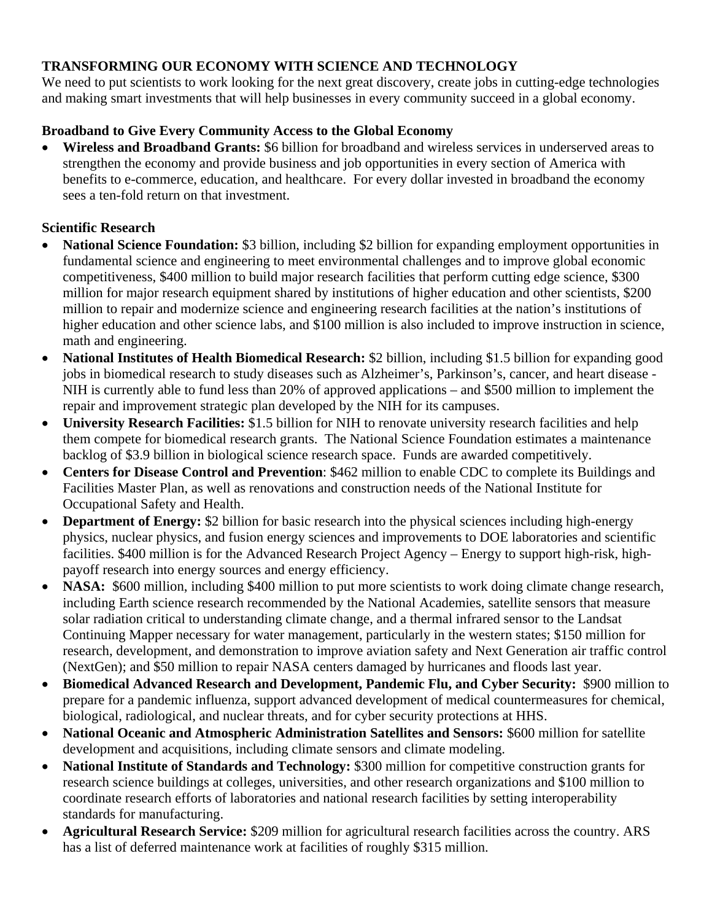## TRANSFORMING OUR ECONOMY WITH SCIENCE AND TECHNOLOGY

We need to put scientists to work looking for the next great discovery, create jobs in cutting-edge technologies and making smart investments that will help businesses in every community succeed in a global economy.

### Broadband to Give Every Community Access to the Global Economy

- **Wireless and Broadband Grants:** $6 billion for broadband and wireless services in underserved areas to strengthen the economy and provide business and job opportunities in every section of America with benefits to e-commerce, education, and healthcare. For every dollar invested in broadband the economy sees a ten-fold return on that investment.

### Scientific Research

- **National Science Foundation:** $3 billion, including $2 billion for expanding employment opportunities in fundamental science and engineering to meet environmental challenges and to improve global economic competitiveness, $400 million to build major research facilities that perform cutting edge science, $300 million for major research equipment shared by institutions of higher education and other scientists, $200 million to repair and modernize science and engineering research facilities at the nation's institutions of higher education and other science labs, and $100 million is also included to improve instruction in science, math and engineering.
- **National Institutes of Health Biomedical Research:** $2 billion, including $1.5 billion for expanding good jobs in biomedical research to study diseases such as Alzheimer's, Parkinson's, cancer, and heart disease - NIH is currently able to fund less than 20% of approved applications – and $500 million to implement the repair and improvement strategic plan developed by the NIH for its campuses.
- **University Research Facilities:** $1.5 billion for NIH to renovate university research facilities and help them compete for biomedical research grants. The National Science Foundation estimates a maintenance backlog of $3.9 billion in biological science research space. Funds are awarded competitively.
- **Centers for Disease Control and Prevention**: $462 million to enable CDC to complete its Buildings and Facilities Master Plan, as well as renovations and construction needs of the National Institute for Occupational Safety and Health.
- **Department of Energy:** $2 billion for basic research into the physical sciences including high-energy physics, nuclear physics, and fusion energy sciences and improvements to DOE laboratories and scientific facilities. $400 million is for the Advanced Research Project Agency – Energy to support high-risk, high-payoff research into energy sources and energy efficiency.
- **NASA:** $600 million, including $400 million to put more scientists to work doing climate change research, including Earth science research recommended by the National Academies, satellite sensors that measure solar radiation critical to understanding climate change, and a thermal infrared sensor to the Landsat Continuing Mapper necessary for water management, particularly in the western states; $150 million for research, development, and demonstration to improve aviation safety and Next Generation air traffic control (NextGen); and $50 million to repair NASA centers damaged by hurricanes and floods last year.
- **Biomedical Advanced Research and Development, Pandemic Flu, and Cyber Security:** $900 million to prepare for a pandemic influenza, support advanced development of medical countermeasures for chemical, biological, radiological, and nuclear threats, and for cyber security protections at HHS.
- **National Oceanic and Atmospheric Administration Satellites and Sensors:** $600 million for satellite development and acquisitions, including climate sensors and climate modeling.
- **National Institute of Standards and Technology:** $300 million for competitive construction grants for research science buildings at colleges, universities, and other research organizations and $100 million to coordinate research efforts of laboratories and national research facilities by setting interoperability standards for manufacturing.
- **Agricultural Research Service:** $209 million for agricultural research facilities across the country. ARS has a list of deferred maintenance work at facilities of roughly $315 million.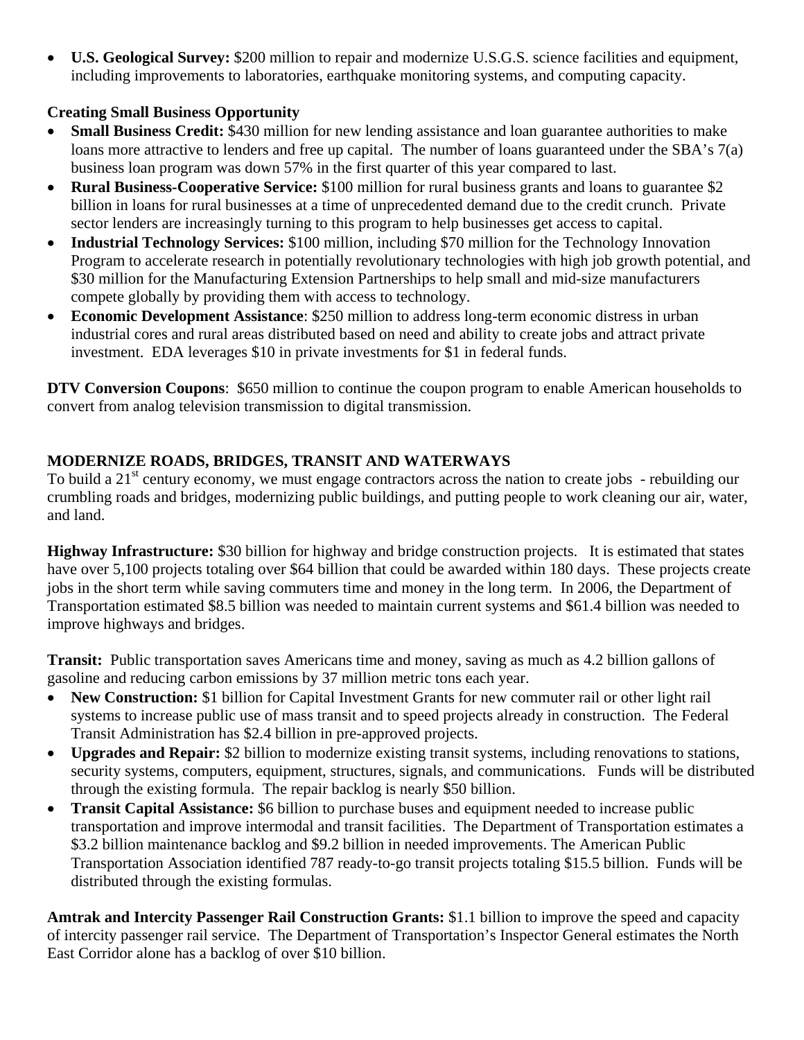- **U.S. Geological Survey:** $200 million to repair and modernize U.S.G.S. science facilities and equipment, including improvements to laboratories, earthquake monitoring systems, and computing capacity.

**Creating Small Business Opportunity**

- **Small Business Credit:** $430 million for new lending assistance and loan guarantee authorities to make loans more attractive to lenders and free up capital. The number of loans guaranteed under the SBA's 7(a) business loan program was down 57% in the first quarter of this year compared to last.
- **Rural Business-Cooperative Service:** $100 million for rural business grants and loans to guarantee $2 billion in loans for rural businesses at a time of unprecedented demand due to the credit crunch. Private sector lenders are increasingly turning to this program to help businesses get access to capital.
- **Industrial Technology Services:** $100 million, including $70 million for the Technology Innovation Program to accelerate research in potentially revolutionary technologies with high job growth potential, and $30 million for the Manufacturing Extension Partnerships to help small and mid-size manufacturers compete globally by providing them with access to technology.
- **Economic Development Assistance**: $250 million to address long-term economic distress in urban industrial cores and rural areas distributed based on need and ability to create jobs and attract private investment. EDA leverages $10 in private investments for $1 in federal funds.

**DTV Conversion Coupons**: $650 million to continue the coupon program to enable American households to convert from analog television transmission to digital transmission.

## MODERNIZE ROADS, BRIDGES, TRANSIT AND WATERWAYS

To build a 21st century economy, we must engage contractors across the nation to create jobs - rebuilding our crumbling roads and bridges, modernizing public buildings, and putting people to work cleaning our air, water, and land.

**Highway Infrastructure:** $30 billion for highway and bridge construction projects. It is estimated that states have over 5,100 projects totaling over $64 billion that could be awarded within 180 days. These projects create jobs in the short term while saving commuters time and money in the long term. In 2006, the Department of Transportation estimated $8.5 billion was needed to maintain current systems and $61.4 billion was needed to improve highways and bridges.

**Transit:** Public transportation saves Americans time and money, saving as much as 4.2 billion gallons of gasoline and reducing carbon emissions by 37 million metric tons each year.

- **New Construction:** $1 billion for Capital Investment Grants for new commuter rail or other light rail systems to increase public use of mass transit and to speed projects already in construction. The Federal Transit Administration has $2.4 billion in pre-approved projects.
- **Upgrades and Repair:** $2 billion to modernize existing transit systems, including renovations to stations, security systems, computers, equipment, structures, signals, and communications. Funds will be distributed through the existing formula. The repair backlog is nearly $50 billion.
- **Transit Capital Assistance:** $6 billion to purchase buses and equipment needed to increase public transportation and improve intermodal and transit facilities. The Department of Transportation estimates a $3.2 billion maintenance backlog and $9.2 billion in needed improvements. The American Public Transportation Association identified 787 ready-to-go transit projects totaling $15.5 billion. Funds will be distributed through the existing formulas.

**Amtrak and Intercity Passenger Rail Construction Grants:** $1.1 billion to improve the speed and capacity of intercity passenger rail service. The Department of Transportation's Inspector General estimates the North East Corridor alone has a backlog of over $10 billion.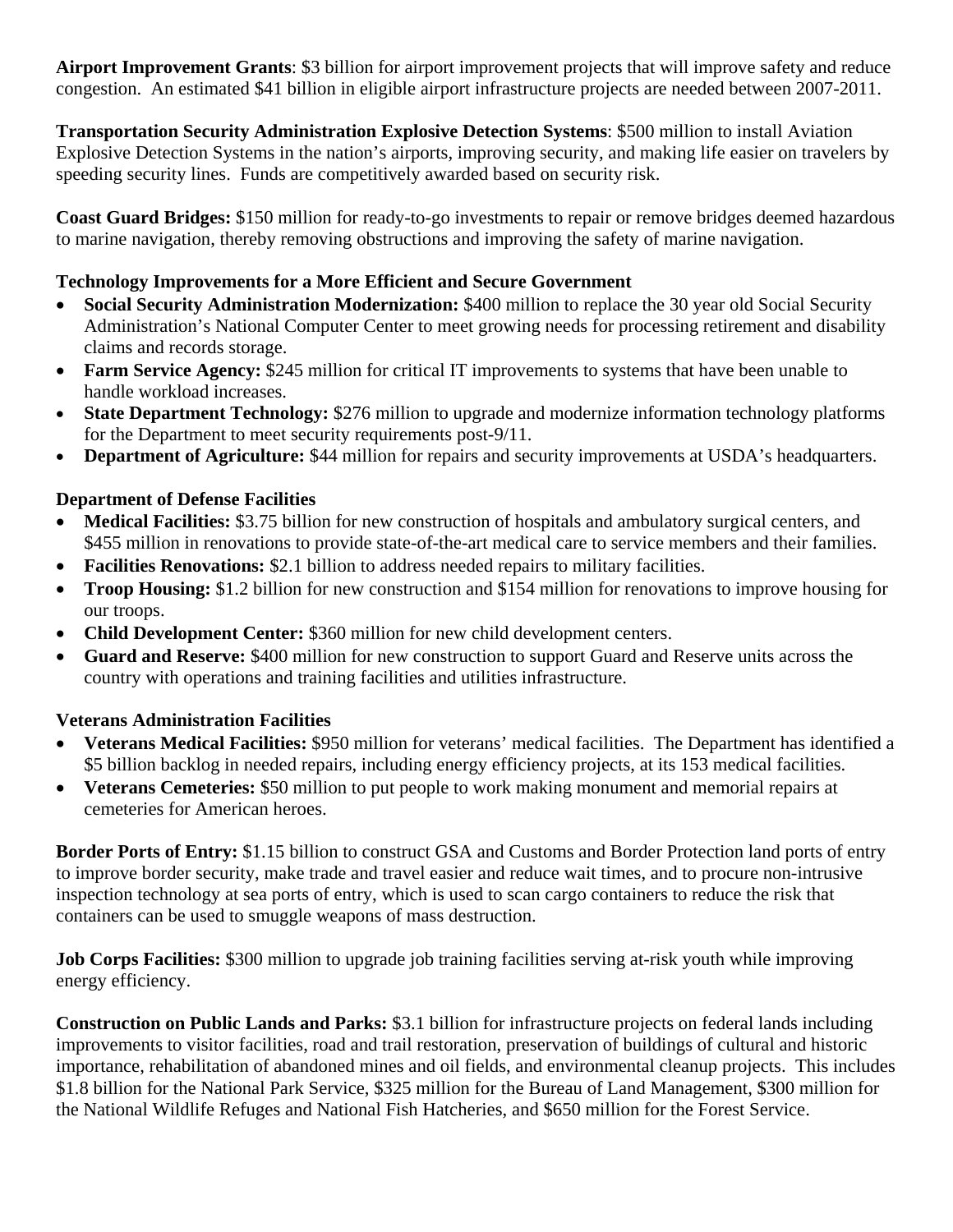**Airport Improvement Grants**: $3 billion for airport improvement projects that will improve safety and reduce congestion. An estimated $41 billion in eligible airport infrastructure projects are needed between 2007-2011.

**Transportation Security Administration Explosive Detection Systems**: $500 million to install Aviation Explosive Detection Systems in the nation's airports, improving security, and making life easier on travelers by speeding security lines. Funds are competitively awarded based on security risk.

**Coast Guard Bridges:** $150 million for ready-to-go investments to repair or remove bridges deemed hazardous to marine navigation, thereby removing obstructions and improving the safety of marine navigation.

**Technology Improvements for a More Efficient and Secure Government**

- **Social Security Administration Modernization:** $400 million to replace the 30 year old Social Security Administration's National Computer Center to meet growing needs for processing retirement and disability claims and records storage.
- **Farm Service Agency:** $245 million for critical IT improvements to systems that have been unable to handle workload increases.
- **State Department Technology:** $276 million to upgrade and modernize information technology platforms for the Department to meet security requirements post-9/11.
- **Department of Agriculture:** $44 million for repairs and security improvements at USDA's headquarters.

**Department of Defense Facilities**

- **Medical Facilities:** $3.75 billion for new construction of hospitals and ambulatory surgical centers, and $455 million in renovations to provide state-of-the-art medical care to service members and their families.
- **Facilities Renovations:** $2.1 billion to address needed repairs to military facilities.
- **Troop Housing:** $1.2 billion for new construction and $154 million for renovations to improve housing for our troops.
- **Child Development Center:** $360 million for new child development centers.
- **Guard and Reserve:** $400 million for new construction to support Guard and Reserve units across the country with operations and training facilities and utilities infrastructure.

**Veterans Administration Facilities**

- **Veterans Medical Facilities:** $950 million for veterans' medical facilities. The Department has identified a $5 billion backlog in needed repairs, including energy efficiency projects, at its 153 medical facilities.
- **Veterans Cemeteries:** $50 million to put people to work making monument and memorial repairs at cemeteries for American heroes.

**Border Ports of Entry:** $1.15 billion to construct GSA and Customs and Border Protection land ports of entry to improve border security, make trade and travel easier and reduce wait times, and to procure non-intrusive inspection technology at sea ports of entry, which is used to scan cargo containers to reduce the risk that containers can be used to smuggle weapons of mass destruction.

**Job Corps Facilities:** $300 million to upgrade job training facilities serving at-risk youth while improving energy efficiency.

**Construction on Public Lands and Parks:** $3.1 billion for infrastructure projects on federal lands including improvements to visitor facilities, road and trail restoration, preservation of buildings of cultural and historic importance, rehabilitation of abandoned mines and oil fields, and environmental cleanup projects. This includes $1.8 billion for the National Park Service, $325 million for the Bureau of Land Management, $300 million for the National Wildlife Refuges and National Fish Hatcheries, and $650 million for the Forest Service.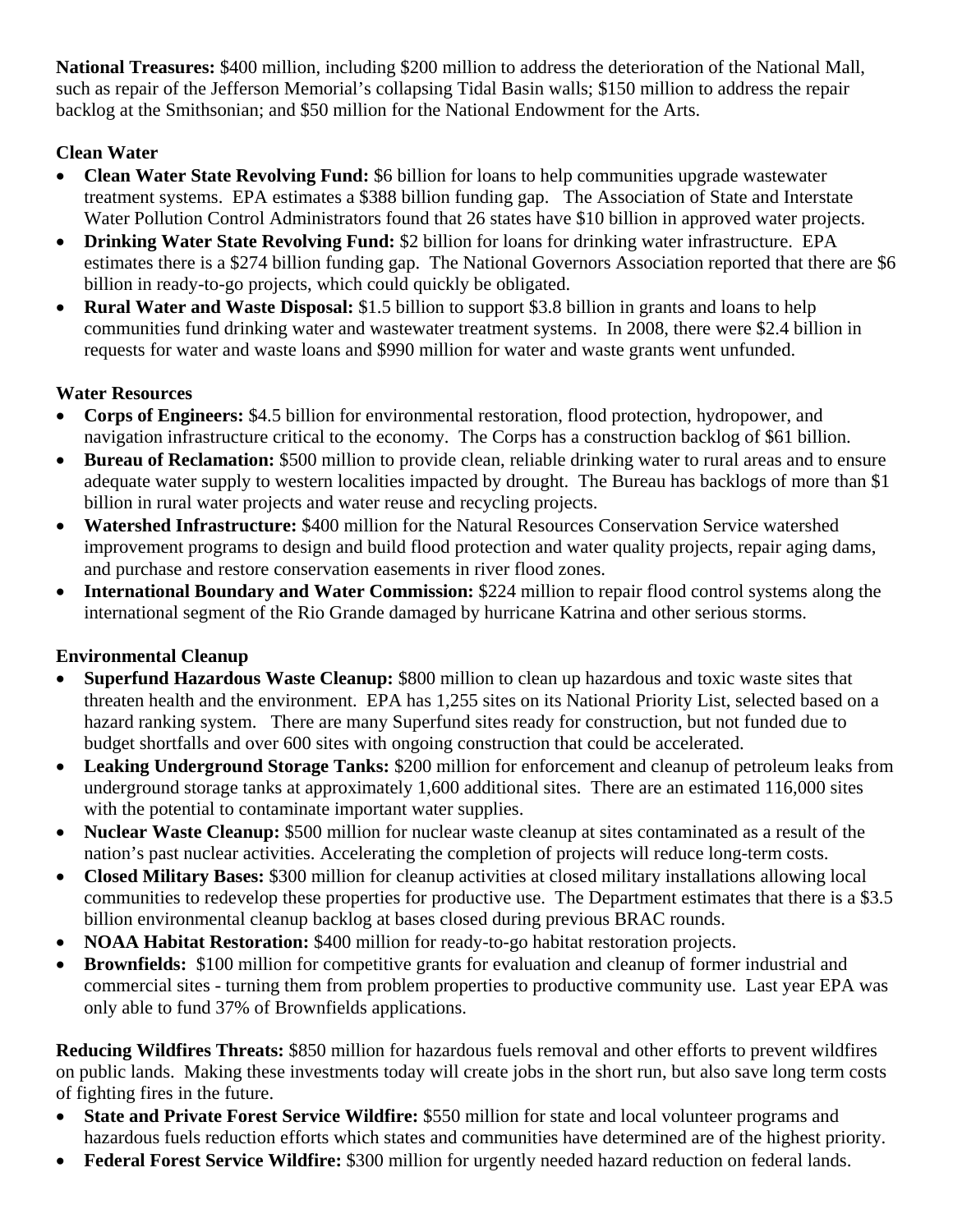**National Treasures:** $400 million, including $200 million to address the deterioration of the National Mall, such as repair of the Jefferson Memorial's collapsing Tidal Basin walls; $150 million to address the repair backlog at the Smithsonian; and $50 million for the National Endowment for the Arts.

**Clean Water**

- **Clean Water State Revolving Fund:** $6 billion for loans to help communities upgrade wastewater treatment systems. EPA estimates a $388 billion funding gap. The Association of State and Interstate Water Pollution Control Administrators found that 26 states have $10 billion in approved water projects.
- **Drinking Water State Revolving Fund:** $2 billion for loans for drinking water infrastructure. EPA estimates there is a $274 billion funding gap. The National Governors Association reported that there are $6 billion in ready-to-go projects, which could quickly be obligated.
- **Rural Water and Waste Disposal:** $1.5 billion to support $3.8 billion in grants and loans to help communities fund drinking water and wastewater treatment systems. In 2008, there were $2.4 billion in requests for water and waste loans and $990 million for water and waste grants went unfunded.

**Water Resources**

- **Corps of Engineers:** $4.5 billion for environmental restoration, flood protection, hydropower, and navigation infrastructure critical to the economy. The Corps has a construction backlog of $61 billion.
- **Bureau of Reclamation:** $500 million to provide clean, reliable drinking water to rural areas and to ensure adequate water supply to western localities impacted by drought. The Bureau has backlogs of more than $1 billion in rural water projects and water reuse and recycling projects.
- **Watershed Infrastructure:** $400 million for the Natural Resources Conservation Service watershed improvement programs to design and build flood protection and water quality projects, repair aging dams, and purchase and restore conservation easements in river flood zones.
- **International Boundary and Water Commission:** $224 million to repair flood control systems along the international segment of the Rio Grande damaged by hurricane Katrina and other serious storms.

**Environmental Cleanup**

- **Superfund Hazardous Waste Cleanup:** $800 million to clean up hazardous and toxic waste sites that threaten health and the environment. EPA has 1,255 sites on its National Priority List, selected based on a hazard ranking system. There are many Superfund sites ready for construction, but not funded due to budget shortfalls and over 600 sites with ongoing construction that could be accelerated.
- **Leaking Underground Storage Tanks:** $200 million for enforcement and cleanup of petroleum leaks from underground storage tanks at approximately 1,600 additional sites. There are an estimated 116,000 sites with the potential to contaminate important water supplies.
- **Nuclear Waste Cleanup:** $500 million for nuclear waste cleanup at sites contaminated as a result of the nation's past nuclear activities. Accelerating the completion of projects will reduce long-term costs.
- **Closed Military Bases:** $300 million for cleanup activities at closed military installations allowing local communities to redevelop these properties for productive use. The Department estimates that there is a $3.5 billion environmental cleanup backlog at bases closed during previous BRAC rounds.
- **NOAA Habitat Restoration:** $400 million for ready-to-go habitat restoration projects.
- **Brownfields:** $100 million for competitive grants for evaluation and cleanup of former industrial and commercial sites - turning them from problem properties to productive community use. Last year EPA was only able to fund 37% of Brownfields applications.

**Reducing Wildfires Threats:** $850 million for hazardous fuels removal and other efforts to prevent wildfires on public lands. Making these investments today will create jobs in the short run, but also save long term costs of fighting fires in the future.

- **State and Private Forest Service Wildfire:** $550 million for state and local volunteer programs and hazardous fuels reduction efforts which states and communities have determined are of the highest priority.
- **Federal Forest Service Wildfire:** $300 million for urgently needed hazard reduction on federal lands.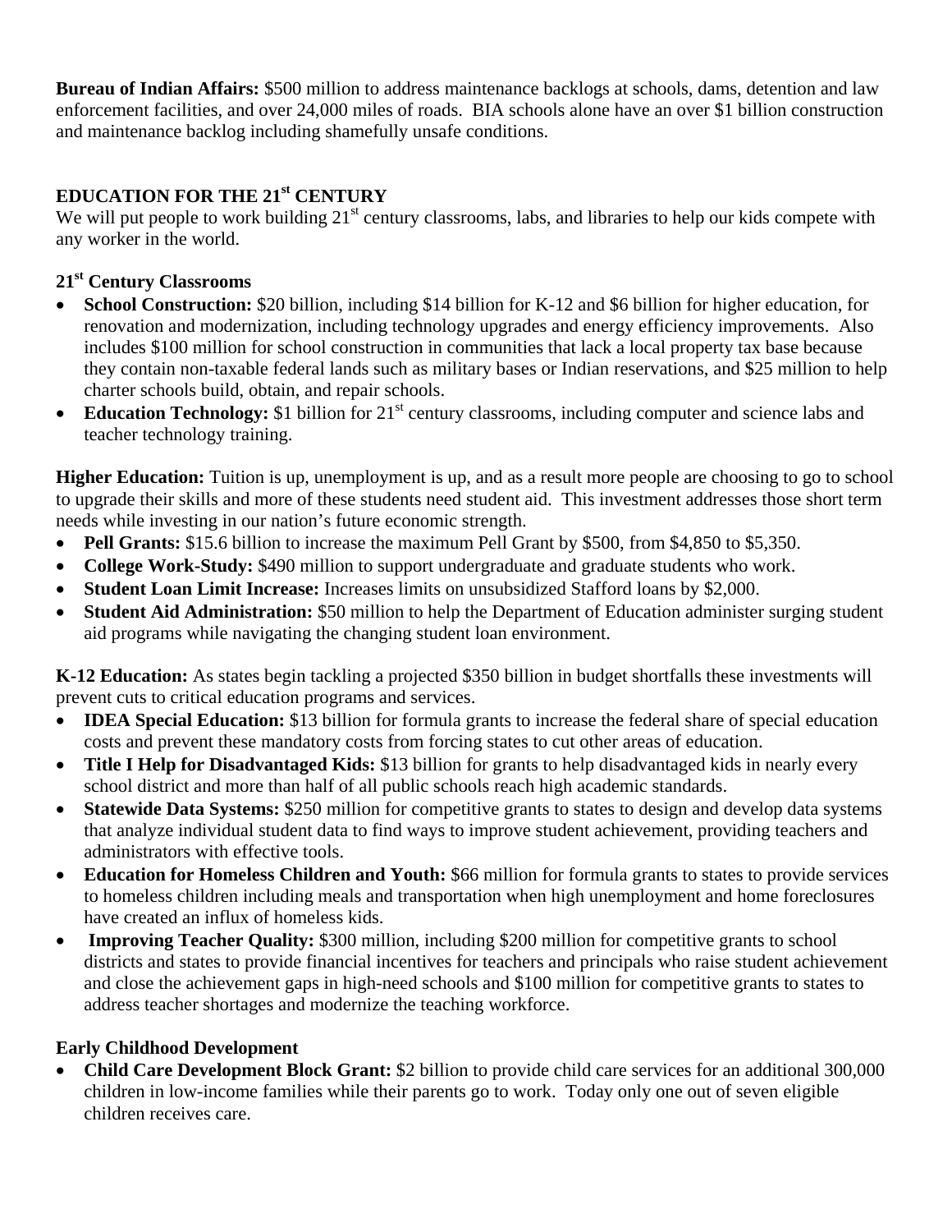**Bureau of Indian Affairs:** $500 million to address maintenance backlogs at schools, dams, detention and law enforcement facilities, and over 24,000 miles of roads. BIA schools alone have an over $1 billion construction and maintenance backlog including shamefully unsafe conditions.

## EDUCATION FOR THE 21st CENTURY

We will put people to work building 21st century classrooms, labs, and libraries to help our kids compete with any worker in the world.

### 21st Century Classrooms

- **School Construction:** $20 billion, including $14 billion for K-12 and $6 billion for higher education, for renovation and modernization, including technology upgrades and energy efficiency improvements. Also includes $100 million for school construction in communities that lack a local property tax base because they contain non-taxable federal lands such as military bases or Indian reservations, and $25 million to help charter schools build, obtain, and repair schools.
- **Education Technology:** $1 billion for 21st century classrooms, including computer and science labs and teacher technology training.

**Higher Education:** Tuition is up, unemployment is up, and as a result more people are choosing to go to school to upgrade their skills and more of these students need student aid. This investment addresses those short term needs while investing in our nation's future economic strength.

- **Pell Grants:** $15.6 billion to increase the maximum Pell Grant by $500, from $4,850 to $5,350.
- **College Work-Study:** $490 million to support undergraduate and graduate students who work.
- **Student Loan Limit Increase:** Increases limits on unsubsidized Stafford loans by $2,000.
- **Student Aid Administration:** $50 million to help the Department of Education administer surging student aid programs while navigating the changing student loan environment.

**K-12 Education:** As states begin tackling a projected $350 billion in budget shortfalls these investments will prevent cuts to critical education programs and services.

- **IDEA Special Education:** $13 billion for formula grants to increase the federal share of special education costs and prevent these mandatory costs from forcing states to cut other areas of education.
- **Title I Help for Disadvantaged Kids:** $13 billion for grants to help disadvantaged kids in nearly every school district and more than half of all public schools reach high academic standards.
- **Statewide Data Systems:** $250 million for competitive grants to states to design and develop data systems that analyze individual student data to find ways to improve student achievement, providing teachers and administrators with effective tools.
- **Education for Homeless Children and Youth:** $66 million for formula grants to states to provide services to homeless children including meals and transportation when high unemployment and home foreclosures have created an influx of homeless kids.
- **Improving Teacher Quality:** $300 million, including $200 million for competitive grants to school districts and states to provide financial incentives for teachers and principals who raise student achievement and close the achievement gaps in high-need schools and $100 million for competitive grants to states to address teacher shortages and modernize the teaching workforce.

### Early Childhood Development

- **Child Care Development Block Grant:** $2 billion to provide child care services for an additional 300,000 children in low-income families while their parents go to work. Today only one out of seven eligible children receives care.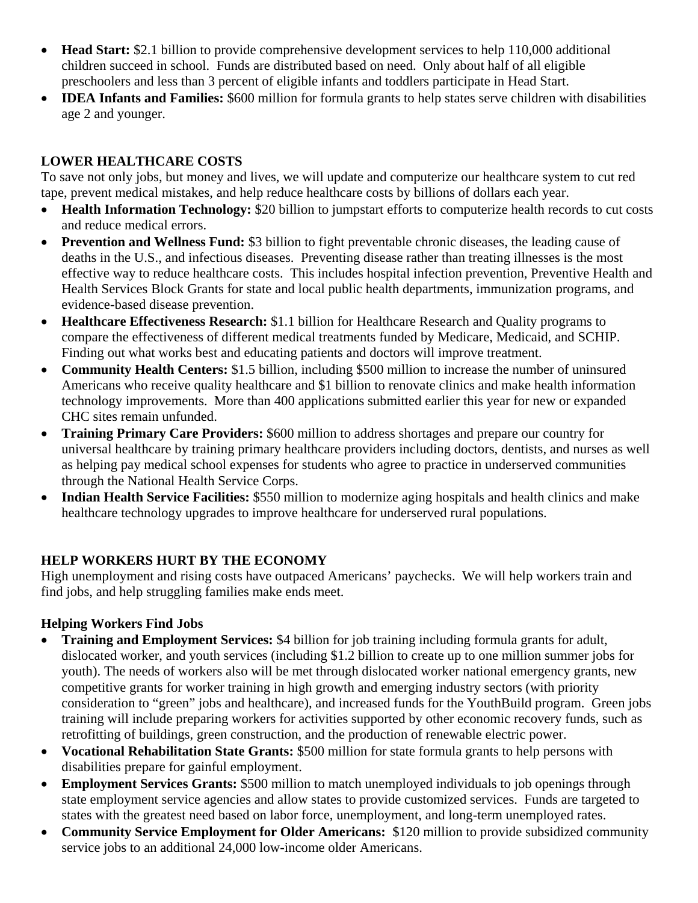- **Head Start:** $2.1 billion to provide comprehensive development services to help 110,000 additional children succeed in school. Funds are distributed based on need. Only about half of all eligible preschoolers and less than 3 percent of eligible infants and toddlers participate in Head Start.
- **IDEA Infants and Families:** $600 million for formula grants to help states serve children with disabilities age 2 and younger.

## LOWER HEALTHCARE COSTS

To save not only jobs, but money and lives, we will update and computerize our healthcare system to cut red tape, prevent medical mistakes, and help reduce healthcare costs by billions of dollars each year.

- **Health Information Technology:** $20 billion to jumpstart efforts to computerize health records to cut costs and reduce medical errors.
- **Prevention and Wellness Fund:** $3 billion to fight preventable chronic diseases, the leading cause of deaths in the U.S., and infectious diseases. Preventing disease rather than treating illnesses is the most effective way to reduce healthcare costs. This includes hospital infection prevention, Preventive Health and Health Services Block Grants for state and local public health departments, immunization programs, and evidence-based disease prevention.
- **Healthcare Effectiveness Research:** $1.1 billion for Healthcare Research and Quality programs to compare the effectiveness of different medical treatments funded by Medicare, Medicaid, and SCHIP. Finding out what works best and educating patients and doctors will improve treatment.
- **Community Health Centers:** $1.5 billion, including $500 million to increase the number of uninsured Americans who receive quality healthcare and $1 billion to renovate clinics and make health information technology improvements. More than 400 applications submitted earlier this year for new or expanded CHC sites remain unfunded.
- **Training Primary Care Providers:** $600 million to address shortages and prepare our country for universal healthcare by training primary healthcare providers including doctors, dentists, and nurses as well as helping pay medical school expenses for students who agree to practice in underserved communities through the National Health Service Corps.
- **Indian Health Service Facilities:** $550 million to modernize aging hospitals and health clinics and make healthcare technology upgrades to improve healthcare for underserved rural populations.

## HELP WORKERS HURT BY THE ECONOMY

High unemployment and rising costs have outpaced Americans' paychecks. We will help workers train and find jobs, and help struggling families make ends meet.

### Helping Workers Find Jobs

- **Training and Employment Services:** $4 billion for job training including formula grants for adult, dislocated worker, and youth services (including $1.2 billion to create up to one million summer jobs for youth). The needs of workers also will be met through dislocated worker national emergency grants, new competitive grants for worker training in high growth and emerging industry sectors (with priority consideration to "green" jobs and healthcare), and increased funds for the YouthBuild program. Green jobs training will include preparing workers for activities supported by other economic recovery funds, such as retrofitting of buildings, green construction, and the production of renewable electric power.
- **Vocational Rehabilitation State Grants:** $500 million for state formula grants to help persons with disabilities prepare for gainful employment.
- **Employment Services Grants:** $500 million to match unemployed individuals to job openings through state employment service agencies and allow states to provide customized services. Funds are targeted to states with the greatest need based on labor force, unemployment, and long-term unemployed rates.
- **Community Service Employment for Older Americans:** $120 million to provide subsidized community service jobs to an additional 24,000 low-income older Americans.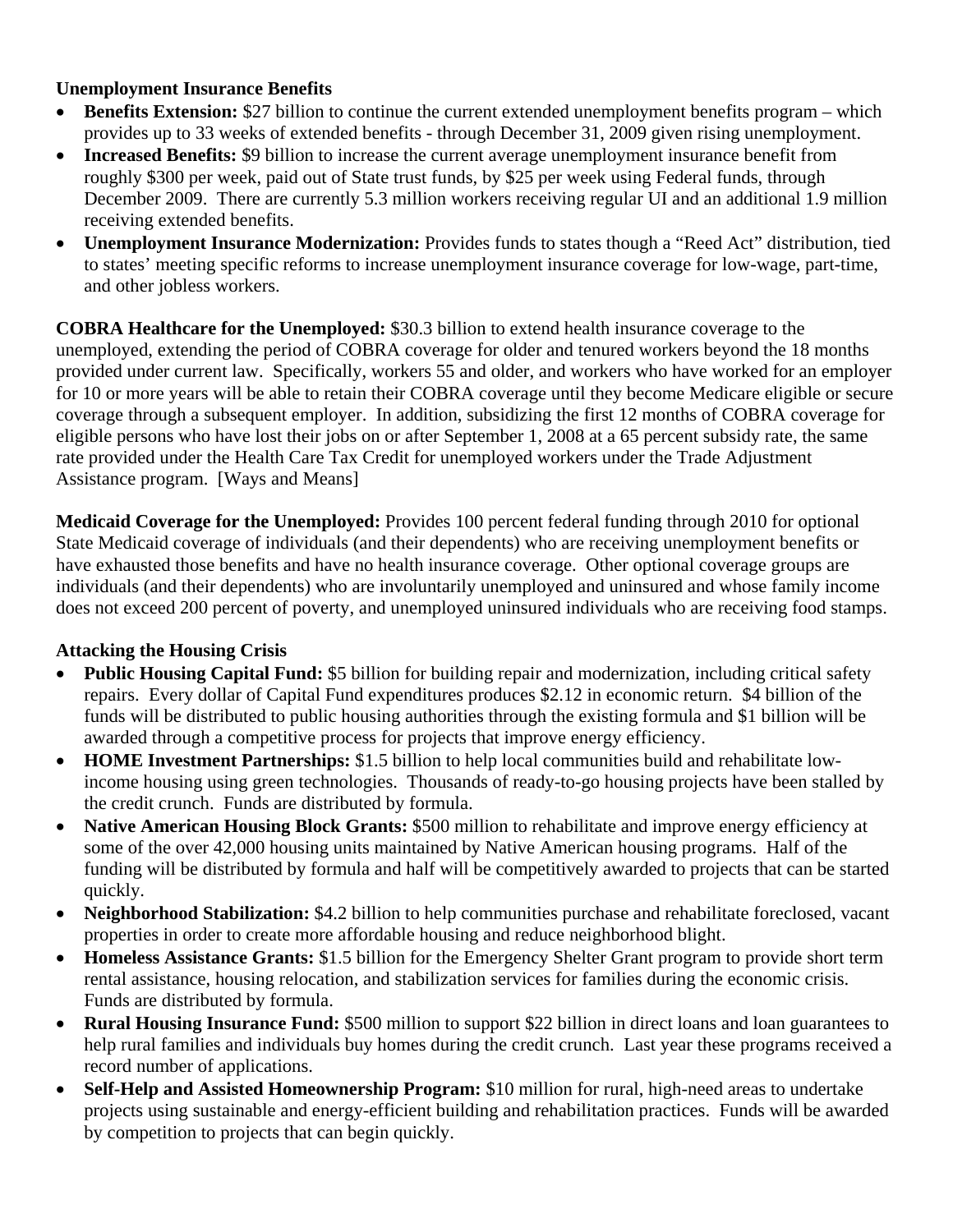**Unemployment Insurance Benefits**

- **Benefits Extension:** $27 billion to continue the current extended unemployment benefits program – which provides up to 33 weeks of extended benefits - through December 31, 2009 given rising unemployment.
- **Increased Benefits:** $9 billion to increase the current average unemployment insurance benefit from roughly $300 per week, paid out of State trust funds, by $25 per week using Federal funds, through December 2009. There are currently 5.3 million workers receiving regular UI and an additional 1.9 million receiving extended benefits.
- **Unemployment Insurance Modernization:** Provides funds to states though a "Reed Act" distribution, tied to states' meeting specific reforms to increase unemployment insurance coverage for low-wage, part-time, and other jobless workers.

**COBRA Healthcare for the Unemployed:** $30.3 billion to extend health insurance coverage to the unemployed, extending the period of COBRA coverage for older and tenured workers beyond the 18 months provided under current law. Specifically, workers 55 and older, and workers who have worked for an employer for 10 or more years will be able to retain their COBRA coverage until they become Medicare eligible or secure coverage through a subsequent employer. In addition, subsidizing the first 12 months of COBRA coverage for eligible persons who have lost their jobs on or after September 1, 2008 at a 65 percent subsidy rate, the same rate provided under the Health Care Tax Credit for unemployed workers under the Trade Adjustment Assistance program. [Ways and Means]

**Medicaid Coverage for the Unemployed:** Provides 100 percent federal funding through 2010 for optional State Medicaid coverage of individuals (and their dependents) who are receiving unemployment benefits or have exhausted those benefits and have no health insurance coverage. Other optional coverage groups are individuals (and their dependents) who are involuntarily unemployed and uninsured and whose family income does not exceed 200 percent of poverty, and unemployed uninsured individuals who are receiving food stamps.

**Attacking the Housing Crisis**

- **Public Housing Capital Fund:** $5 billion for building repair and modernization, including critical safety repairs. Every dollar of Capital Fund expenditures produces $2.12 in economic return. $4 billion of the funds will be distributed to public housing authorities through the existing formula and $1 billion will be awarded through a competitive process for projects that improve energy efficiency.
- **HOME Investment Partnerships:** $1.5 billion to help local communities build and rehabilitate low-income housing using green technologies. Thousands of ready-to-go housing projects have been stalled by the credit crunch. Funds are distributed by formula.
- **Native American Housing Block Grants:** $500 million to rehabilitate and improve energy efficiency at some of the over 42,000 housing units maintained by Native American housing programs. Half of the funding will be distributed by formula and half will be competitively awarded to projects that can be started quickly.
- **Neighborhood Stabilization:** $4.2 billion to help communities purchase and rehabilitate foreclosed, vacant properties in order to create more affordable housing and reduce neighborhood blight.
- **Homeless Assistance Grants:** $1.5 billion for the Emergency Shelter Grant program to provide short term rental assistance, housing relocation, and stabilization services for families during the economic crisis. Funds are distributed by formula.
- **Rural Housing Insurance Fund:** $500 million to support $22 billion in direct loans and loan guarantees to help rural families and individuals buy homes during the credit crunch. Last year these programs received a record number of applications.
- **Self-Help and Assisted Homeownership Program:** $10 million for rural, high-need areas to undertake projects using sustainable and energy-efficient building and rehabilitation practices. Funds will be awarded by competition to projects that can begin quickly.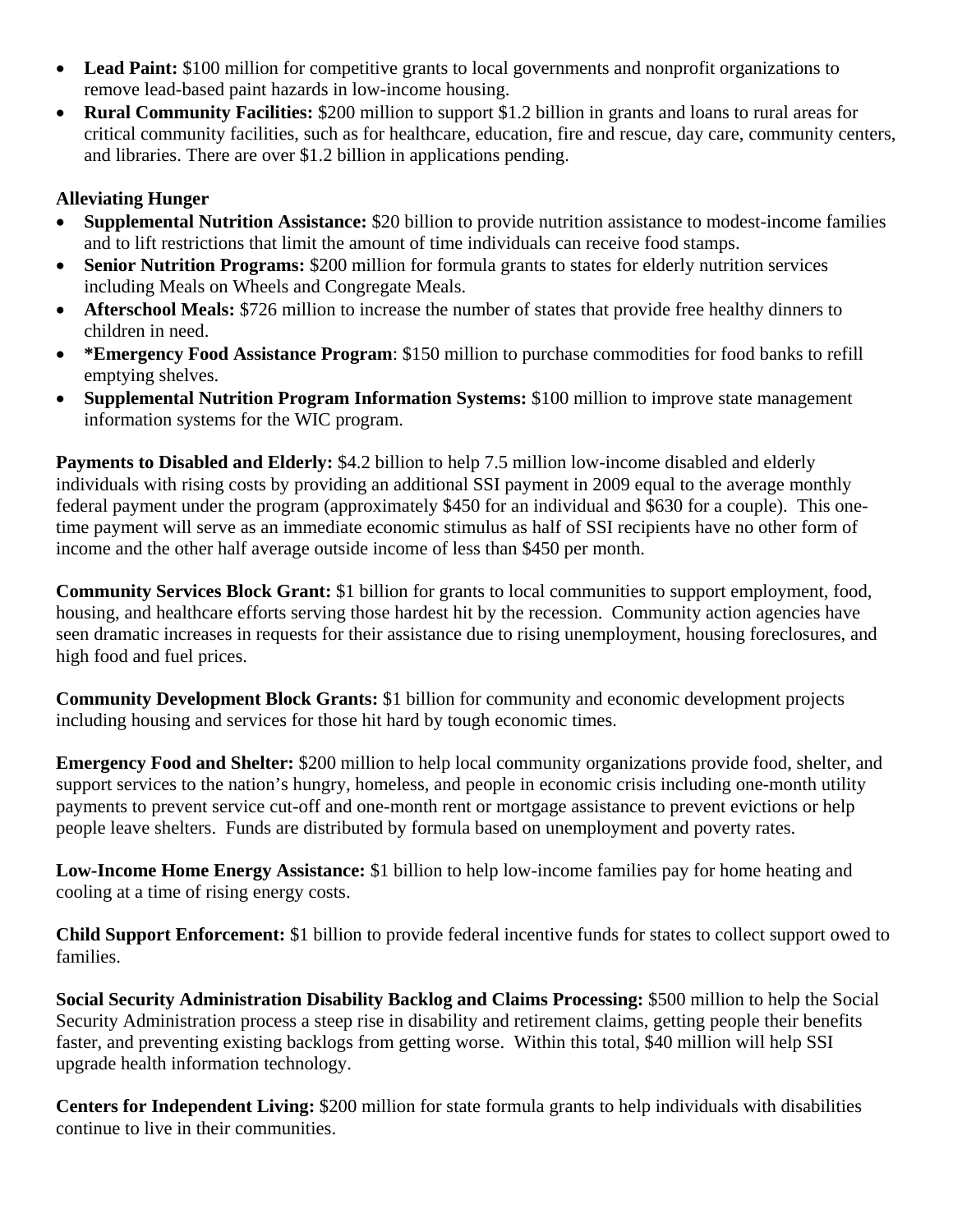- **Lead Paint:** $100 million for competitive grants to local governments and nonprofit organizations to remove lead-based paint hazards in low-income housing.
- **Rural Community Facilities:** $200 million to support $1.2 billion in grants and loans to rural areas for critical community facilities, such as for healthcare, education, fire and rescue, day care, community centers, and libraries. There are over $1.2 billion in applications pending.

**Alleviating Hunger**

- **Supplemental Nutrition Assistance:** $20 billion to provide nutrition assistance to modest-income families and to lift restrictions that limit the amount of time individuals can receive food stamps.
- **Senior Nutrition Programs:** $200 million for formula grants to states for elderly nutrition services including Meals on Wheels and Congregate Meals.
- **Afterschool Meals:** $726 million to increase the number of states that provide free healthy dinners to children in need.
- ***Emergency Food Assistance Program**: $150 million to purchase commodities for food banks to refill emptying shelves.
- **Supplemental Nutrition Program Information Systems:** $100 million to improve state management information systems for the WIC program.

**Payments to Disabled and Elderly:** $4.2 billion to help 7.5 million low-income disabled and elderly individuals with rising costs by providing an additional SSI payment in 2009 equal to the average monthly federal payment under the program (approximately $450 for an individual and $630 for a couple). This one-time payment will serve as an immediate economic stimulus as half of SSI recipients have no other form of income and the other half average outside income of less than $450 per month.

**Community Services Block Grant:** $1 billion for grants to local communities to support employment, food, housing, and healthcare efforts serving those hardest hit by the recession. Community action agencies have seen dramatic increases in requests for their assistance due to rising unemployment, housing foreclosures, and high food and fuel prices.

**Community Development Block Grants:** $1 billion for community and economic development projects including housing and services for those hit hard by tough economic times.

**Emergency Food and Shelter:** $200 million to help local community organizations provide food, shelter, and support services to the nation's hungry, homeless, and people in economic crisis including one-month utility payments to prevent service cut-off and one-month rent or mortgage assistance to prevent evictions or help people leave shelters. Funds are distributed by formula based on unemployment and poverty rates.

**Low-Income Home Energy Assistance:** $1 billion to help low-income families pay for home heating and cooling at a time of rising energy costs.

**Child Support Enforcement:** $1 billion to provide federal incentive funds for states to collect support owed to families.

**Social Security Administration Disability Backlog and Claims Processing:** $500 million to help the Social Security Administration process a steep rise in disability and retirement claims, getting people their benefits faster, and preventing existing backlogs from getting worse. Within this total, $40 million will help SSI upgrade health information technology.

**Centers for Independent Living:** $200 million for state formula grants to help individuals with disabilities continue to live in their communities.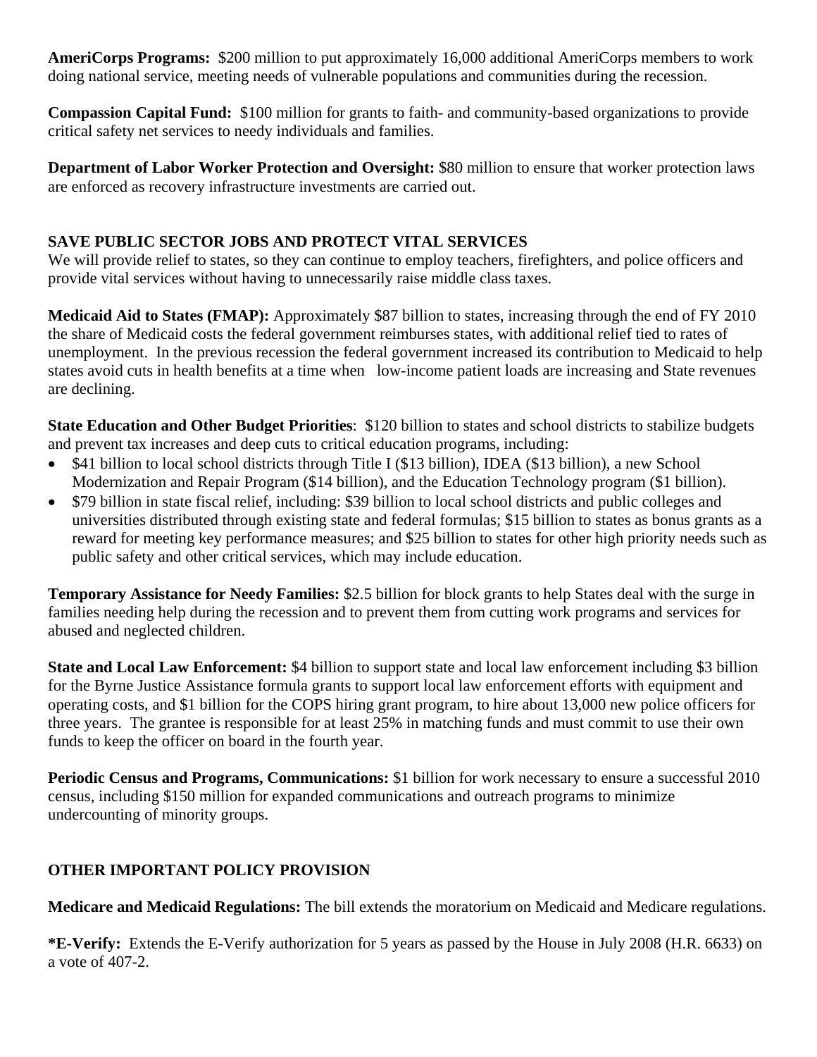**AmeriCorps Programs:** $200 million to put approximately 16,000 additional AmeriCorps members to work doing national service, meeting needs of vulnerable populations and communities during the recession.

**Compassion Capital Fund:** $100 million for grants to faith- and community-based organizations to provide critical safety net services to needy individuals and families.

**Department of Labor Worker Protection and Oversight:** $80 million to ensure that worker protection laws are enforced as recovery infrastructure investments are carried out.

## SAVE PUBLIC SECTOR JOBS AND PROTECT VITAL SERVICES

We will provide relief to states, so they can continue to employ teachers, firefighters, and police officers and provide vital services without having to unnecessarily raise middle class taxes.

**Medicaid Aid to States (FMAP):** Approximately $87 billion to states, increasing through the end of FY 2010 the share of Medicaid costs the federal government reimburses states, with additional relief tied to rates of unemployment. In the previous recession the federal government increased its contribution to Medicaid to help states avoid cuts in health benefits at a time when low-income patient loads are increasing and State revenues are declining.

**State Education and Other Budget Priorities**: $120 billion to states and school districts to stabilize budgets and prevent tax increases and deep cuts to critical education programs, including:

- $41 billion to local school districts through Title I ($13 billion), IDEA ($13 billion), a new School Modernization and Repair Program ($14 billion), and the Education Technology program ($1 billion).
- $79 billion in state fiscal relief, including: $39 billion to local school districts and public colleges and universities distributed through existing state and federal formulas; $15 billion to states as bonus grants as a reward for meeting key performance measures; and $25 billion to states for other high priority needs such as public safety and other critical services, which may include education.

**Temporary Assistance for Needy Families:** $2.5 billion for block grants to help States deal with the surge in families needing help during the recession and to prevent them from cutting work programs and services for abused and neglected children.

**State and Local Law Enforcement:** $4 billion to support state and local law enforcement including $3 billion for the Byrne Justice Assistance formula grants to support local law enforcement efforts with equipment and operating costs, and $1 billion for the COPS hiring grant program, to hire about 13,000 new police officers for three years. The grantee is responsible for at least 25% in matching funds and must commit to use their own funds to keep the officer on board in the fourth year.

**Periodic Census and Programs, Communications:** $1 billion for work necessary to ensure a successful 2010 census, including $150 million for expanded communications and outreach programs to minimize undercounting of minority groups.

## OTHER IMPORTANT POLICY PROVISION

**Medicare and Medicaid Regulations:** The bill extends the moratorium on Medicaid and Medicare regulations.

**\*E-Verify:** Extends the E-Verify authorization for 5 years as passed by the House in July 2008 (H.R. 6633) on a vote of 407-2.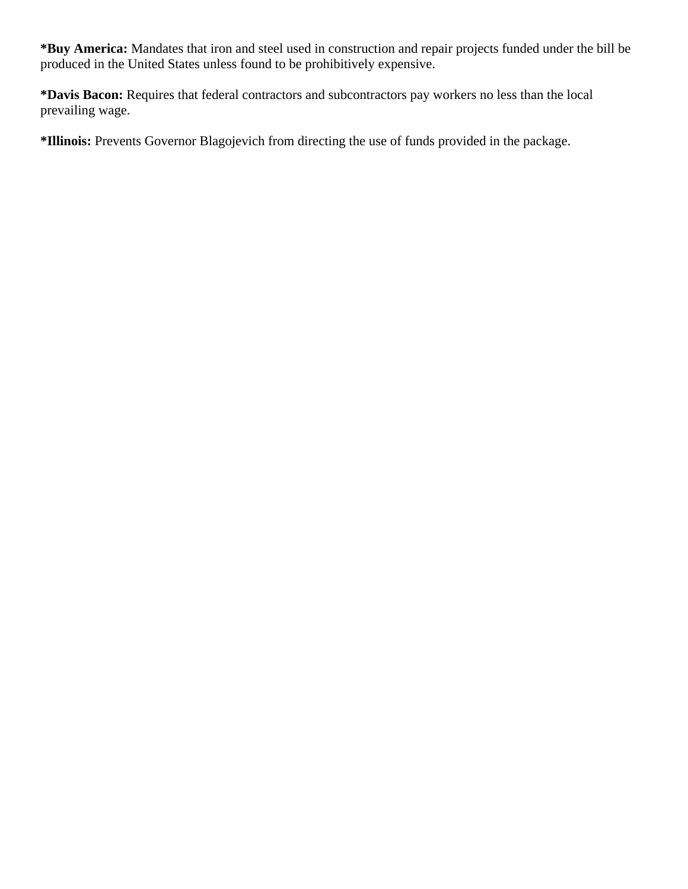***Buy America:** Mandates that iron and steel used in construction and repair projects funded under the bill be produced in the United States unless found to be prohibitively expensive.

***Davis Bacon:** Requires that federal contractors and subcontractors pay workers no less than the local prevailing wage.

***Illinois:** Prevents Governor Blagojevich from directing the use of funds provided in the package.